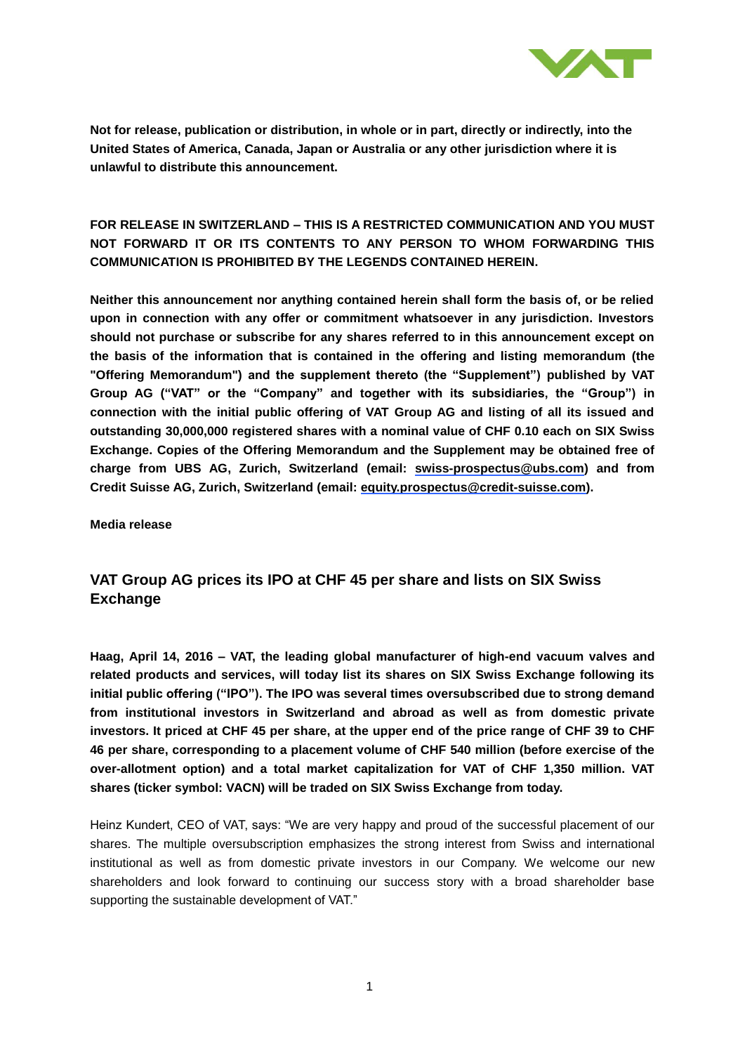**Not for release, publication or distribution, in whole or in part, directly or indirectly, into the United States of America, Canada, Japan or Australia or any other jurisdiction where it is unlawful to distribute this announcement.**

**FOR RELEASE IN SWITZERLAND – THIS IS A RESTRICTED COMMUNICATION AND YOU MUST NOT FORWARD IT OR ITS CONTENTS TO ANY PERSON TO WHOM FORWARDING THIS COMMUNICATION IS PROHIBITED BY THE LEGENDS CONTAINED HEREIN.**

**Neither this announcement nor anything contained herein shall form the basis of, or be relied upon in connection with any offer or commitment whatsoever in any jurisdiction. Investors should not purchase or subscribe for any shares referred to in this announcement except on the basis of the information that is contained in the offering and listing memorandum (the "Offering Memorandum") and the supplement thereto (the "Supplement") published by VAT Group AG ("VAT" or the "Company" and together with its subsidiaries, the "Group") in connection with the initial public offering of VAT Group AG and listing of all its issued and outstanding 30,000,000 registered shares with a nominal value of CHF 0.10 each on SIX Swiss Exchange. Copies of the Offering Memorandum and the Supplement may be obtained free of charge from UBS AG, Zurich, Switzerland (email: swiss-prospectus@ubs.com) and from Credit Suisse AG, Zurich, Switzerland (email: equity.prospectus@credit-suisse.com).**

**Media release**

## VAT Group AG prices its IPO at CHF 45 per share and lists on SIX Swiss Exchange

**Haag, April 14, 2016 – VAT, the leading global manufacturer of high-end vacuum valves and related products and services, will today list its shares on SIX Swiss Exchange following its initial public offering ("IPO"). The IPO was several times oversubscribed due to strong demand from institutional investors in Switzerland and abroad as well as from domestic private investors. It priced at CHF 45 per share, at the upper end of the price range of CHF 39 to CHF 46 per share, corresponding to a placement volume of CHF 540 million (before exercise of the over-allotment option) and a total market capitalization for VAT of CHF 1,350 million. VAT shares (ticker symbol: VACN) will be traded on SIX Swiss Exchange from today.**

Heinz Kundert, CEO of VAT, says: "We are very happy and proud of the successful placement of our shares. The multiple oversubscription emphasizes the strong interest from Swiss and international institutional as well as from domestic private investors in our Company. We welcome our new shareholders and look forward to continuing our success story with a broad shareholder base supporting the sustainable development of VAT."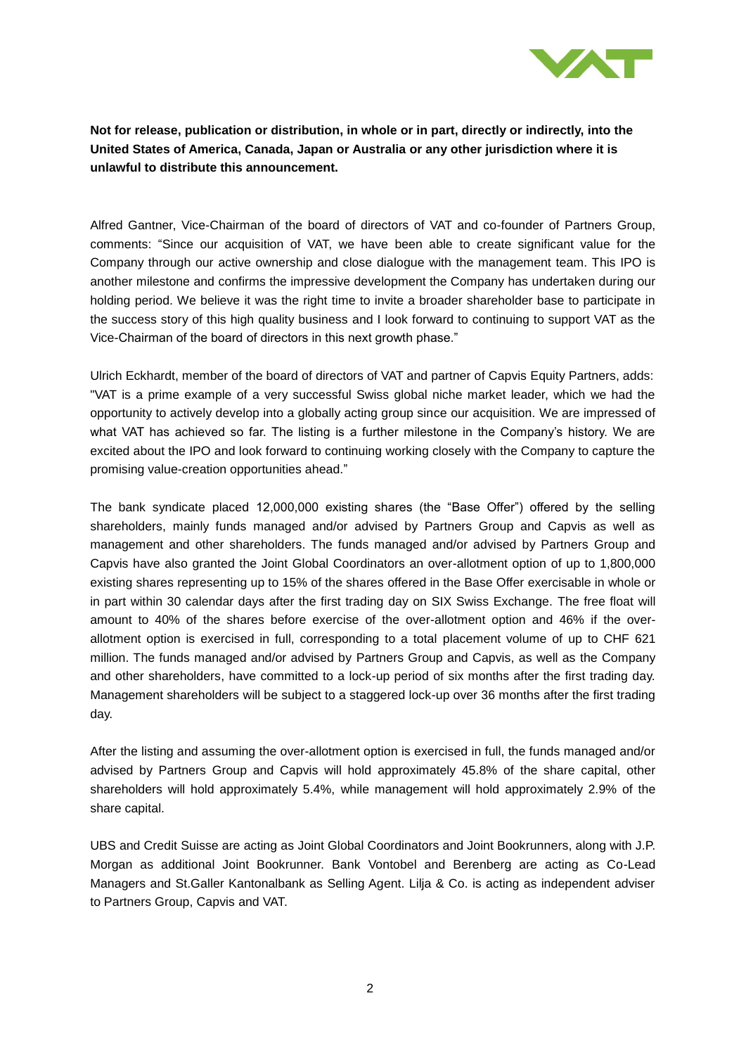**Not for release, publication or distribution, in whole or in part, directly or indirectly, into the United States of America, Canada, Japan or Australia or any other jurisdiction where it is unlawful to distribute this announcement.**

Alfred Gantner, Vice-Chairman of the board of directors of VAT and co-founder of Partners Group, comments: "Since our acquisition of VAT, we have been able to create significant value for the Company through our active ownership and close dialogue with the management team. This IPO is another milestone and confirms the impressive development the Company has undertaken during our holding period. We believe it was the right time to invite a broader shareholder base to participate in the success story of this high quality business and I look forward to continuing to support VAT as the Vice-Chairman of the board of directors in this next growth phase."

Ulrich Eckhardt, member of the board of directors of VAT and partner of Capvis Equity Partners, adds: "VAT is a prime example of a very successful Swiss global niche market leader, which we had the opportunity to actively develop into a globally acting group since our acquisition. We are impressed of what VAT has achieved so far. The listing is a further milestone in the Company's history. We are excited about the IPO and look forward to continuing working closely with the Company to capture the promising value-creation opportunities ahead."

The bank syndicate placed 12,000,000 existing shares (the "Base Offer") offered by the selling shareholders, mainly funds managed and/or advised by Partners Group and Capvis as well as management and other shareholders. The funds managed and/or advised by Partners Group and Capvis have also granted the Joint Global Coordinators an over-allotment option of up to 1,800,000 existing shares representing up to 15% of the shares offered in the Base Offer exercisable in whole or in part within 30 calendar days after the first trading day on SIX Swiss Exchange. The free float will amount to 40% of the shares before exercise of the over-allotment option and 46% if the over-allotment option is exercised in full, corresponding to a total placement volume of up to CHF 621 million. The funds managed and/or advised by Partners Group and Capvis, as well as the Company and other shareholders, have committed to a lock-up period of six months after the first trading day. Management shareholders will be subject to a staggered lock-up over 36 months after the first trading day.

After the listing and assuming the over-allotment option is exercised in full, the funds managed and/or advised by Partners Group and Capvis will hold approximately 45.8% of the share capital, other shareholders will hold approximately 5.4%, while management will hold approximately 2.9% of the share capital.

UBS and Credit Suisse are acting as Joint Global Coordinators and Joint Bookrunners, along with J.P. Morgan as additional Joint Bookrunner. Bank Vontobel and Berenberg are acting as Co-Lead Managers and St.Galler Kantonalbank as Selling Agent. Lilja & Co. is acting as independent adviser to Partners Group, Capvis and VAT.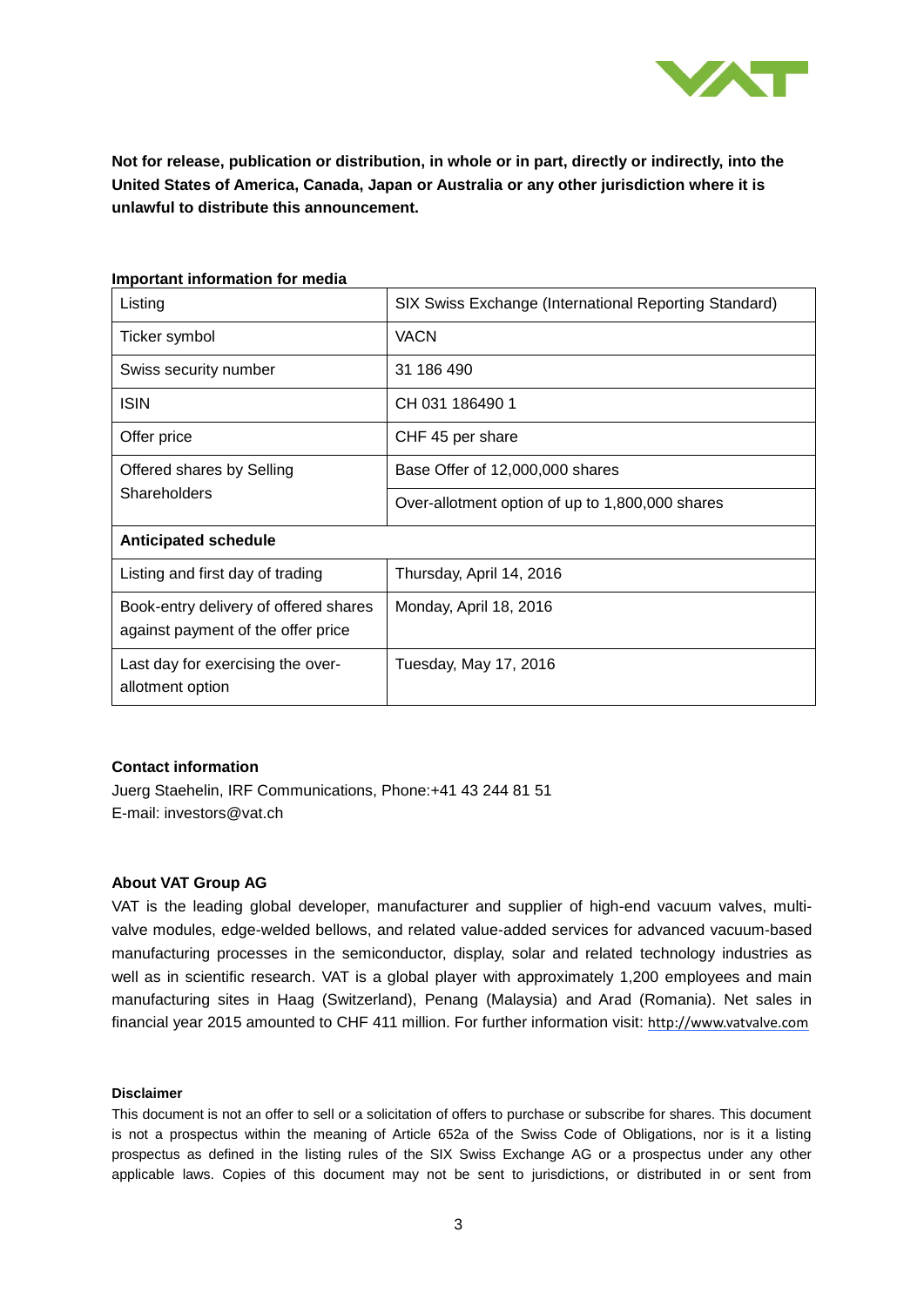**Not for release, publication or distribution, in whole or in part, directly or indirectly, into the United States of America, Canada, Japan or Australia or any other jurisdiction where it is unlawful to distribute this announcement.**

**Important information for media**

| | |
|---|---|
| Listing | SIX Swiss Exchange (International Reporting Standard) |
| Ticker symbol | VACN |
| Swiss security number | 31 186 490 |
| ISIN | CH 031 186490 1 |
| Offer price | CHF 45 per share |
| Offered shares by Selling Shareholders | Base Offer of 12,000,000 shares |
| | Over-allotment option of up to 1,800,000 shares |
| **Anticipated schedule** | |
| Listing and first day of trading | Thursday, April 14, 2016 |
| Book-entry delivery of offered shares against payment of the offer price | Monday, April 18, 2016 |
| Last day for exercising the over-allotment option | Tuesday, May 17, 2016 |

**Contact information**

Juerg Staehelin, IRF Communications, Phone:+41 43 244 81 51
E-mail: investors@vat.ch

**About VAT Group AG**

VAT is the leading global developer, manufacturer and supplier of high-end vacuum valves, multi-valve modules, edge-welded bellows, and related value-added services for advanced vacuum-based manufacturing processes in the semiconductor, display, solar and related technology industries as well as in scientific research. VAT is a global player with approximately 1,200 employees and main manufacturing sites in Haag (Switzerland), Penang (Malaysia) and Arad (Romania). Net sales in financial year 2015 amounted to CHF 411 million. For further information visit: http://www.vatvalve.com

**Disclaimer**

This document is not an offer to sell or a solicitation of offers to purchase or subscribe for shares. This document is not a prospectus within the meaning of Article 652a of the Swiss Code of Obligations, nor is it a listing prospectus as defined in the listing rules of the SIX Swiss Exchange AG or a prospectus under any other applicable laws. Copies of this document may not be sent to jurisdictions, or distributed in or sent from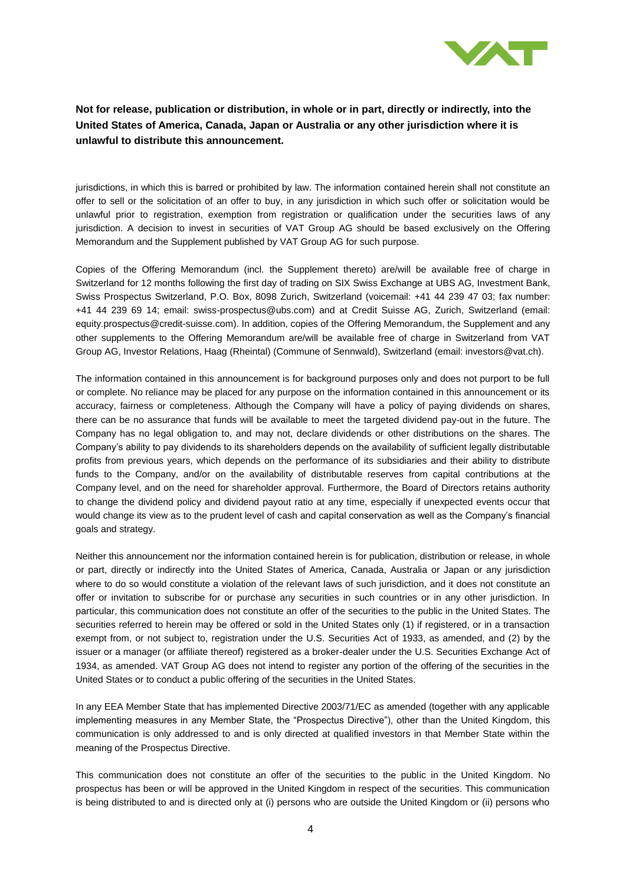**Not for release, publication or distribution, in whole or in part, directly or indirectly, into the United States of America, Canada, Japan or Australia or any other jurisdiction where it is unlawful to distribute this announcement.**

jurisdictions, in which this is barred or prohibited by law. The information contained herein shall not constitute an offer to sell or the solicitation of an offer to buy, in any jurisdiction in which such offer or solicitation would be unlawful prior to registration, exemption from registration or qualification under the securities laws of any jurisdiction. A decision to invest in securities of VAT Group AG should be based exclusively on the Offering Memorandum and the Supplement published by VAT Group AG for such purpose.

Copies of the Offering Memorandum (incl. the Supplement thereto) are/will be available free of charge in Switzerland for 12 months following the first day of trading on SIX Swiss Exchange at UBS AG, Investment Bank, Swiss Prospectus Switzerland, P.O. Box, 8098 Zurich, Switzerland (voicemail: +41 44 239 47 03; fax number: +41 44 239 69 14; email: swiss-prospectus@ubs.com) and at Credit Suisse AG, Zurich, Switzerland (email: equity.prospectus@credit-suisse.com). In addition, copies of the Offering Memorandum, the Supplement and any other supplements to the Offering Memorandum are/will be available free of charge in Switzerland from VAT Group AG, Investor Relations, Haag (Rheintal) (Commune of Sennwald), Switzerland (email: investors@vat.ch).

The information contained in this announcement is for background purposes only and does not purport to be full or complete. No reliance may be placed for any purpose on the information contained in this announcement or its accuracy, fairness or completeness. Although the Company will have a policy of paying dividends on shares, there can be no assurance that funds will be available to meet the targeted dividend pay-out in the future. The Company has no legal obligation to, and may not, declare dividends or other distributions on the shares. The Company's ability to pay dividends to its shareholders depends on the availability of sufficient legally distributable profits from previous years, which depends on the performance of its subsidiaries and their ability to distribute funds to the Company, and/or on the availability of distributable reserves from capital contributions at the Company level, and on the need for shareholder approval. Furthermore, the Board of Directors retains authority to change the dividend policy and dividend payout ratio at any time, especially if unexpected events occur that would change its view as to the prudent level of cash and capital conservation as well as the Company's financial goals and strategy.

Neither this announcement nor the information contained herein is for publication, distribution or release, in whole or part, directly or indirectly into the United States of America, Canada, Australia or Japan or any jurisdiction where to do so would constitute a violation of the relevant laws of such jurisdiction, and it does not constitute an offer or invitation to subscribe for or purchase any securities in such countries or in any other jurisdiction. In particular, this communication does not constitute an offer of the securities to the public in the United States. The securities referred to herein may be offered or sold in the United States only (1) if registered, or in a transaction exempt from, or not subject to, registration under the U.S. Securities Act of 1933, as amended, and (2) by the issuer or a manager (or affiliate thereof) registered as a broker-dealer under the U.S. Securities Exchange Act of 1934, as amended. VAT Group AG does not intend to register any portion of the offering of the securities in the United States or to conduct a public offering of the securities in the United States.

In any EEA Member State that has implemented Directive 2003/71/EC as amended (together with any applicable implementing measures in any Member State, the "Prospectus Directive"), other than the United Kingdom, this communication is only addressed to and is only directed at qualified investors in that Member State within the meaning of the Prospectus Directive.

This communication does not constitute an offer of the securities to the public in the United Kingdom. No prospectus has been or will be approved in the United Kingdom in respect of the securities. This communication is being distributed to and is directed only at (i) persons who are outside the United Kingdom or (ii) persons who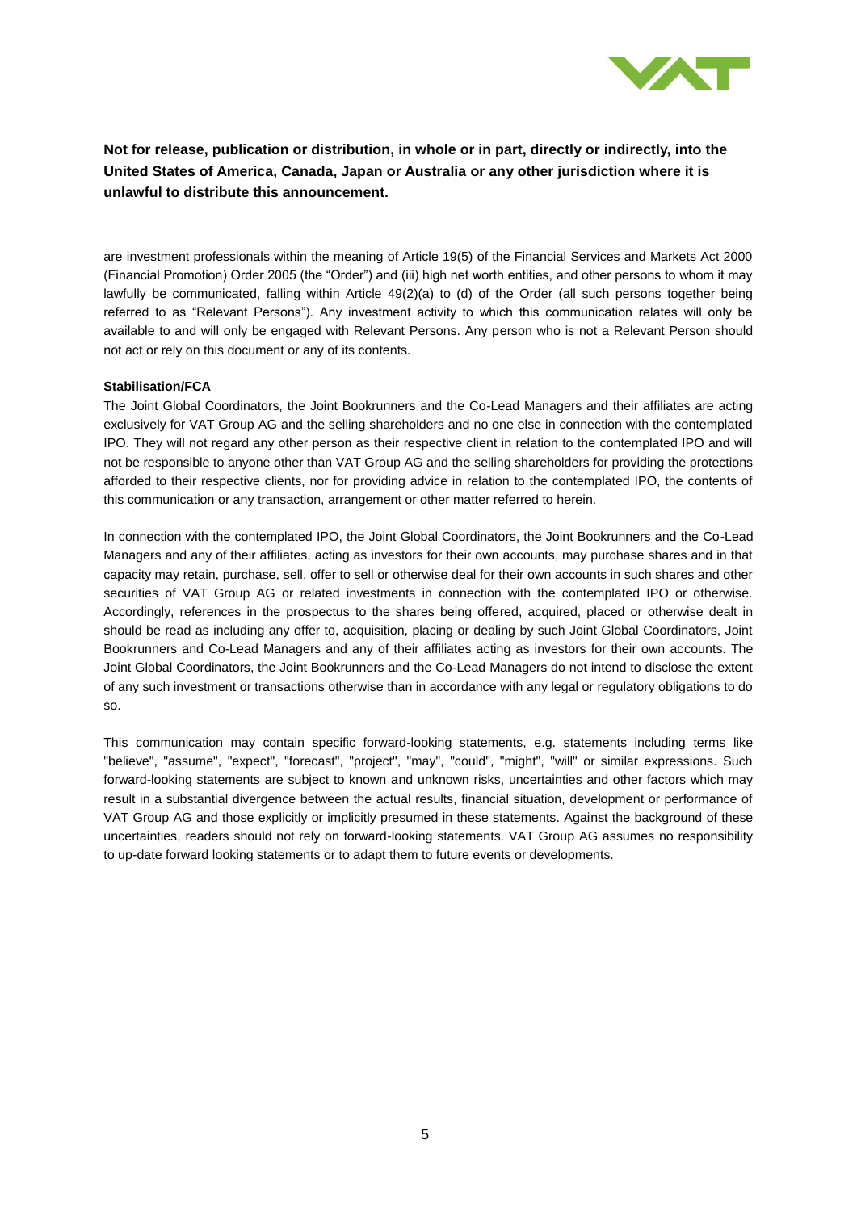**Not for release, publication or distribution, in whole or in part, directly or indirectly, into the United States of America, Canada, Japan or Australia or any other jurisdiction where it is unlawful to distribute this announcement.**

are investment professionals within the meaning of Article 19(5) of the Financial Services and Markets Act 2000 (Financial Promotion) Order 2005 (the "Order") and (iii) high net worth entities, and other persons to whom it may lawfully be communicated, falling within Article 49(2)(a) to (d) of the Order (all such persons together being referred to as "Relevant Persons"). Any investment activity to which this communication relates will only be available to and will only be engaged with Relevant Persons. Any person who is not a Relevant Person should not act or rely on this document or any of its contents.

**Stabilisation/FCA**

The Joint Global Coordinators, the Joint Bookrunners and the Co-Lead Managers and their affiliates are acting exclusively for VAT Group AG and the selling shareholders and no one else in connection with the contemplated IPO. They will not regard any other person as their respective client in relation to the contemplated IPO and will not be responsible to anyone other than VAT Group AG and the selling shareholders for providing the protections afforded to their respective clients, nor for providing advice in relation to the contemplated IPO, the contents of this communication or any transaction, arrangement or other matter referred to herein.

In connection with the contemplated IPO, the Joint Global Coordinators, the Joint Bookrunners and the Co-Lead Managers and any of their affiliates, acting as investors for their own accounts, may purchase shares and in that capacity may retain, purchase, sell, offer to sell or otherwise deal for their own accounts in such shares and other securities of VAT Group AG or related investments in connection with the contemplated IPO or otherwise. Accordingly, references in the prospectus to the shares being offered, acquired, placed or otherwise dealt in should be read as including any offer to, acquisition, placing or dealing by such Joint Global Coordinators, Joint Bookrunners and Co-Lead Managers and any of their affiliates acting as investors for their own accounts. The Joint Global Coordinators, the Joint Bookrunners and the Co-Lead Managers do not intend to disclose the extent of any such investment or transactions otherwise than in accordance with any legal or regulatory obligations to do so.

This communication may contain specific forward-looking statements, e.g. statements including terms like "believe", "assume", "expect", "forecast", "project", "may", "could", "might", "will" or similar expressions. Such forward-looking statements are subject to known and unknown risks, uncertainties and other factors which may result in a substantial divergence between the actual results, financial situation, development or performance of VAT Group AG and those explicitly or implicitly presumed in these statements. Against the background of these uncertainties, readers should not rely on forward-looking statements. VAT Group AG assumes no responsibility to up-date forward looking statements or to adapt them to future events or developments.